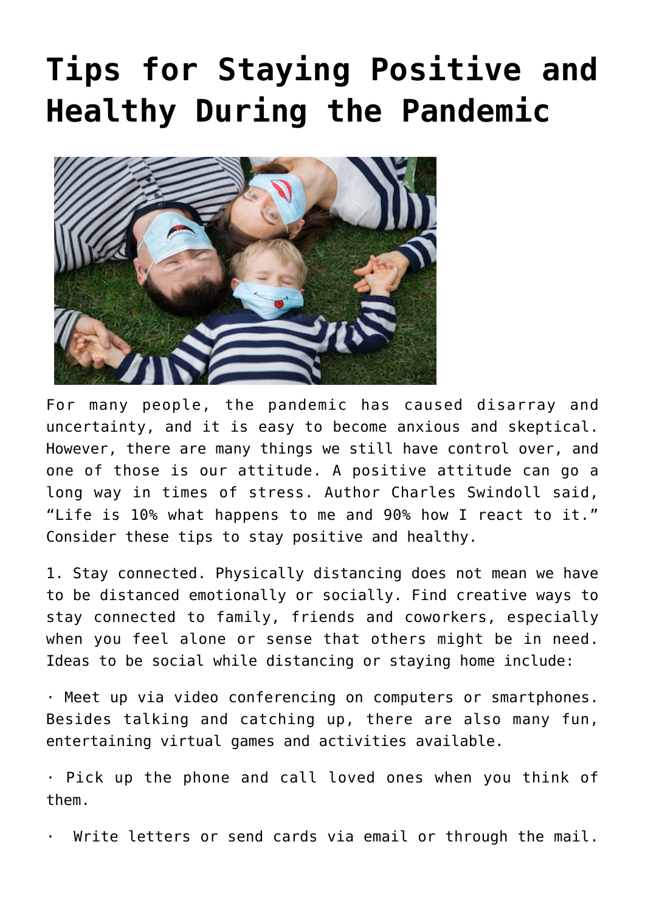# Tips for Staying Positive and Healthy During the Pandemic

For many people, the pandemic has caused disarray and uncertainty, and it is easy to become anxious and skeptical. However, there are many things we still have control over, and one of those is our attitude. A positive attitude can go a long way in times of stress. Author Charles Swindoll said, "Life is 10% what happens to me and 90% how I react to it." Consider these tips to stay positive and healthy.

1. Stay connected. Physically distancing does not mean we have to be distanced emotionally or socially. Find creative ways to stay connected to family, friends and coworkers, especially when you feel alone or sense that others might be in need. Ideas to be social while distancing or staying home include:

· Meet up via video conferencing on computers or smartphones. Besides talking and catching up, there are also many fun, entertaining virtual games and activities available.

· Pick up the phone and call loved ones when you think of them.

· Write letters or send cards via email or through the mail.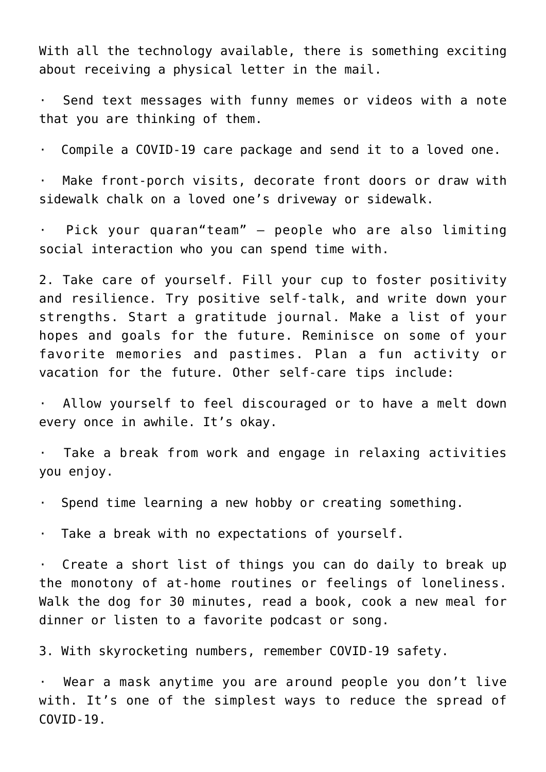With all the technology available, there is something exciting about receiving a physical letter in the mail.

- Send text messages with funny memes or videos with a note that you are thinking of them.
- Compile a COVID-19 care package and send it to a loved one.
- Make front-porch visits, decorate front doors or draw with sidewalk chalk on a loved one's driveway or sidewalk.
- Pick your quaran"team" – people who are also limiting social interaction who you can spend time with.

2. Take care of yourself. Fill your cup to foster positivity and resilience. Try positive self-talk, and write down your strengths. Start a gratitude journal. Make a list of your hopes and goals for the future. Reminisce on some of your favorite memories and pastimes. Plan a fun activity or vacation for the future. Other self-care tips include:

- Allow yourself to feel discouraged or to have a melt down every once in awhile. It's okay.
- Take a break from work and engage in relaxing activities you enjoy.
- Spend time learning a new hobby or creating something.
- Take a break with no expectations of yourself.
- Create a short list of things you can do daily to break up the monotony of at-home routines or feelings of loneliness. Walk the dog for 30 minutes, read a book, cook a new meal for dinner or listen to a favorite podcast or song.

3. With skyrocketing numbers, remember COVID-19 safety.

- Wear a mask anytime you are around people you don't live with. It's one of the simplest ways to reduce the spread of COVID-19.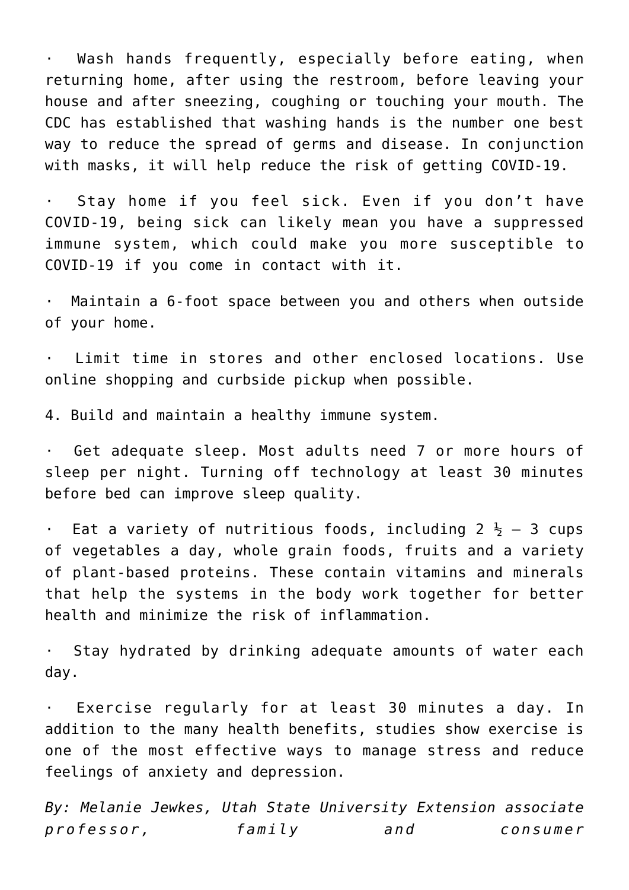· Wash hands frequently, especially before eating, when returning home, after using the restroom, before leaving your house and after sneezing, coughing or touching your mouth. The CDC has established that washing hands is the number one best way to reduce the spread of germs and disease. In conjunction with masks, it will help reduce the risk of getting COVID-19.

· Stay home if you feel sick. Even if you don't have COVID-19, being sick can likely mean you have a suppressed immune system, which could make you more susceptible to COVID-19 if you come in contact with it.

· Maintain a 6-foot space between you and others when outside of your home.

· Limit time in stores and other enclosed locations. Use online shopping and curbside pickup when possible.

4. Build and maintain a healthy immune system.

· Get adequate sleep. Most adults need 7 or more hours of sleep per night. Turning off technology at least 30 minutes before bed can improve sleep quality.

· Eat a variety of nutritious foods, including 2 ½ – 3 cups of vegetables a day, whole grain foods, fruits and a variety of plant-based proteins. These contain vitamins and minerals that help the systems in the body work together for better health and minimize the risk of inflammation.

· Stay hydrated by drinking adequate amounts of water each day.

· Exercise regularly for at least 30 minutes a day. In addition to the many health benefits, studies show exercise is one of the most effective ways to manage stress and reduce feelings of anxiety and depression.

*By: Melanie Jewkes, Utah State University Extension associate professor, family and consumer*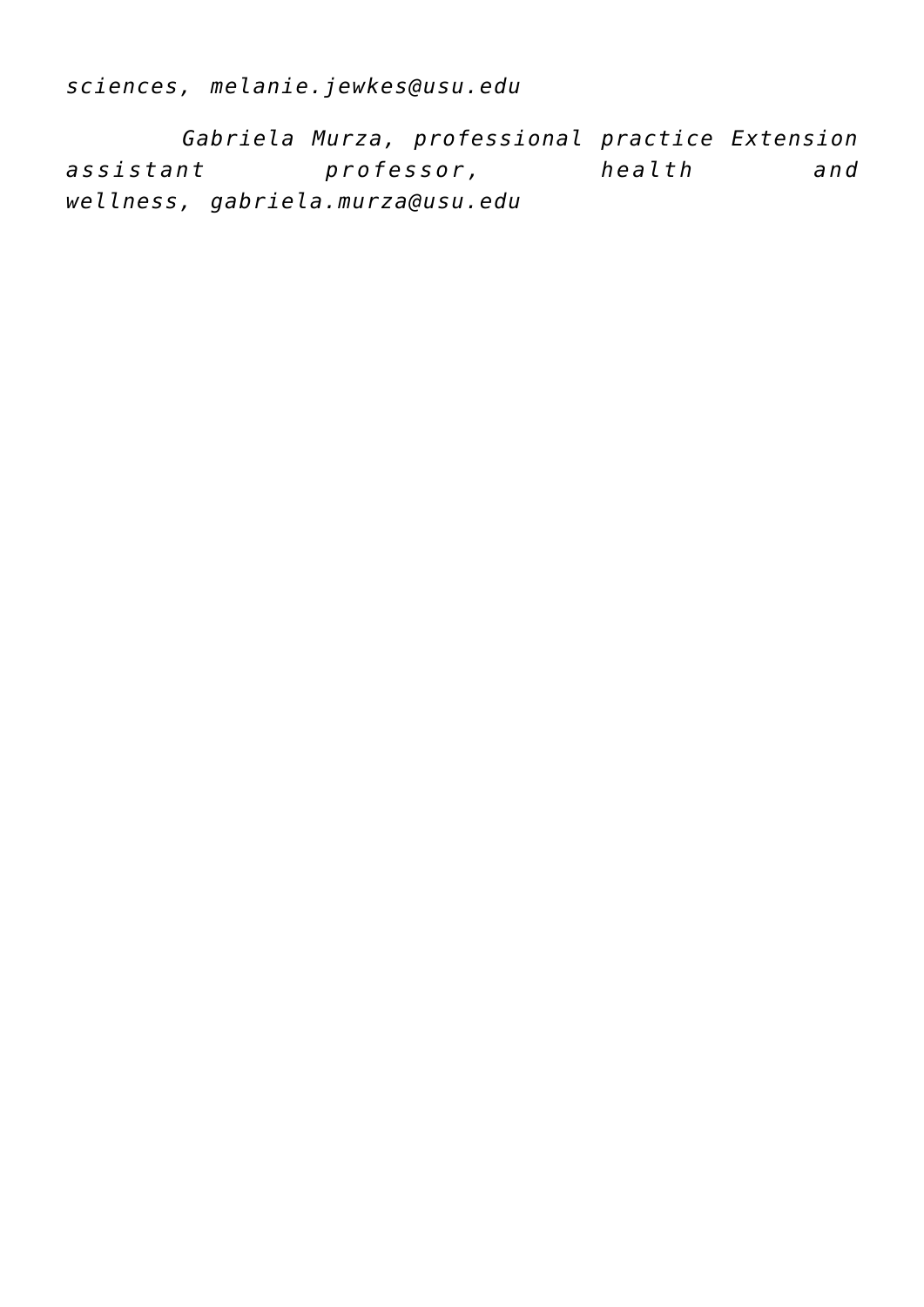*sciences, melanie.jewkes@usu.edu*

*Gabriela Murza, professional practice Extension assistant professor, health and wellness, gabriela.murza@usu.edu*